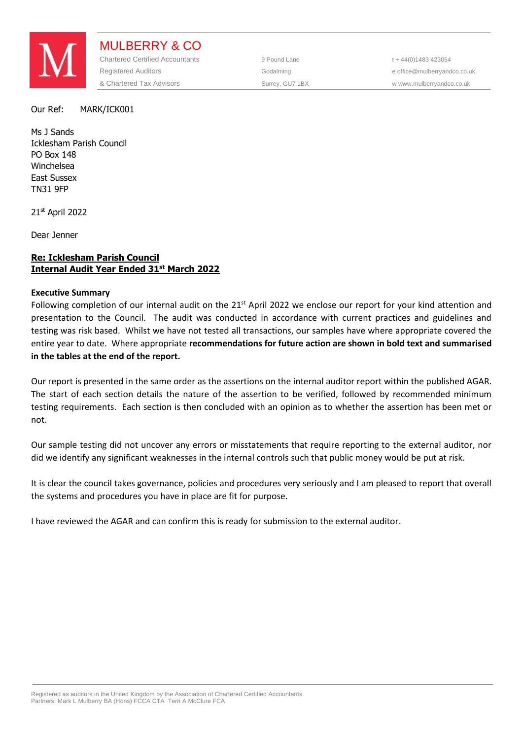# MULBERRY & CO

Chartered Certified Accountants
Registered Auditors
& Chartered Tax Advisors

9 Pound Lane
Godalming
Surrey, GU7 1BX

t + 44(0)1483 423054
e office@mulberryandco.co.uk
w www.mulberryandco.co.uk

Our Ref: MARK/ICK001

Ms J Sands
Icklesham Parish Council
PO Box 148
Winchelsea
East Sussex
TN31 9FP

21st April 2022

Dear Jenner

**Re: Icklesham Parish Council**
**Internal Audit Year Ended 31st March 2022**

**Executive Summary**

Following completion of our internal audit on the 21st April 2022 we enclose our report for your kind attention and presentation to the Council. The audit was conducted in accordance with current practices and guidelines and testing was risk based. Whilst we have not tested all transactions, our samples have where appropriate covered the entire year to date. Where appropriate **recommendations for future action are shown in bold text and summarised in the tables at the end of the report.**

Our report is presented in the same order as the assertions on the internal auditor report within the published AGAR. The start of each section details the nature of the assertion to be verified, followed by recommended minimum testing requirements. Each section is then concluded with an opinion as to whether the assertion has been met or not.

Our sample testing did not uncover any errors or misstatements that require reporting to the external auditor, nor did we identify any significant weaknesses in the internal controls such that public money would be put at risk.

It is clear the council takes governance, policies and procedures very seriously and I am pleased to report that overall the systems and procedures you have in place are fit for purpose.

I have reviewed the AGAR and can confirm this is ready for submission to the external auditor.

Registered as auditors in the United Kingdom by the Association of Chartered Certified Accountants.
Partners: Mark L Mulberry BA (Hons) FCCA CTA Terri A McClure FCA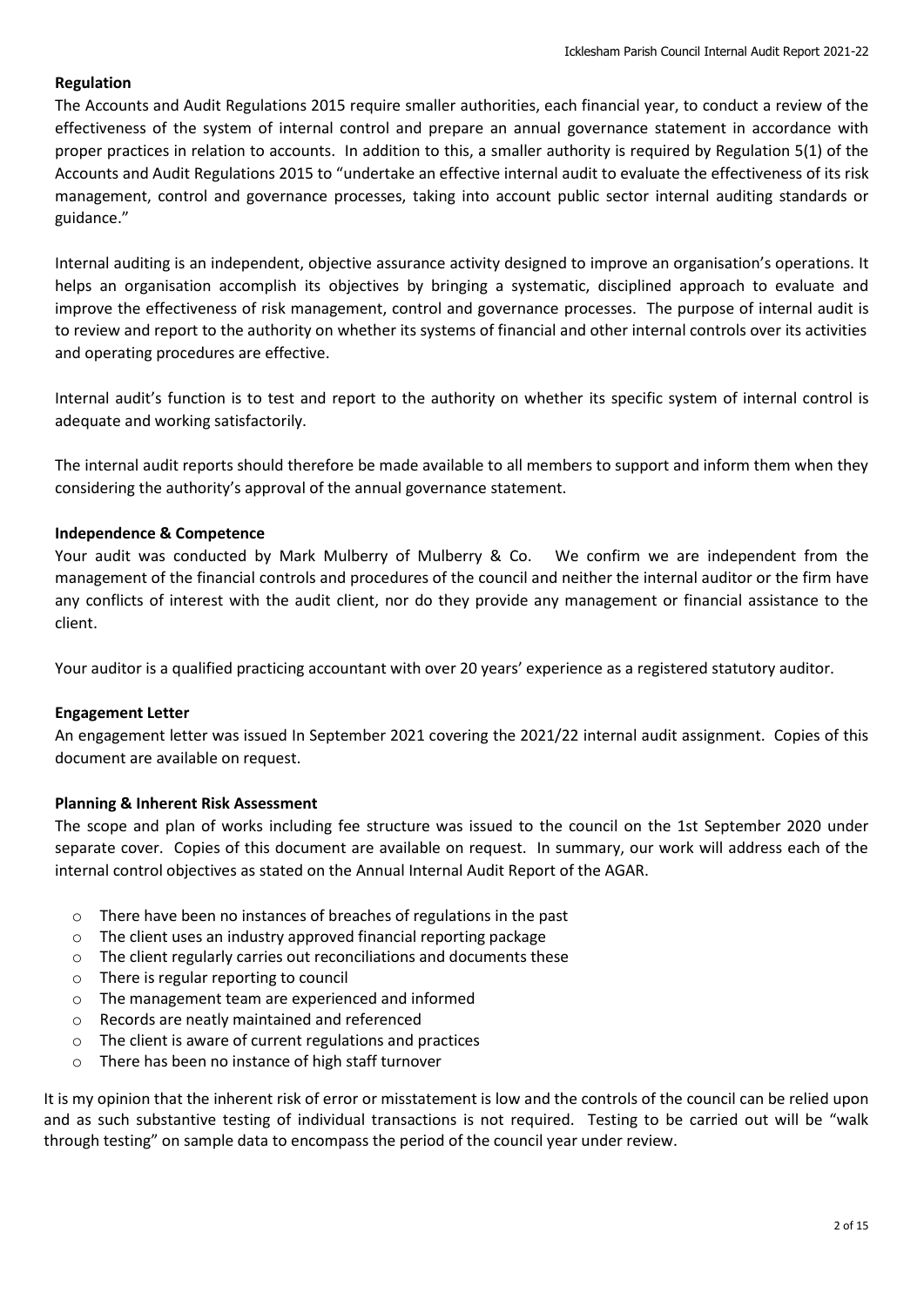**Regulation**

The Accounts and Audit Regulations 2015 require smaller authorities, each financial year, to conduct a review of the effectiveness of the system of internal control and prepare an annual governance statement in accordance with proper practices in relation to accounts. In addition to this, a smaller authority is required by Regulation 5(1) of the Accounts and Audit Regulations 2015 to "undertake an effective internal audit to evaluate the effectiveness of its risk management, control and governance processes, taking into account public sector internal auditing standards or guidance."

Internal auditing is an independent, objective assurance activity designed to improve an organisation's operations. It helps an organisation accomplish its objectives by bringing a systematic, disciplined approach to evaluate and improve the effectiveness of risk management, control and governance processes. The purpose of internal audit is to review and report to the authority on whether its systems of financial and other internal controls over its activities and operating procedures are effective.

Internal audit's function is to test and report to the authority on whether its specific system of internal control is adequate and working satisfactorily.

The internal audit reports should therefore be made available to all members to support and inform them when they considering the authority's approval of the annual governance statement.

**Independence & Competence**

Your audit was conducted by Mark Mulberry of Mulberry & Co. We confirm we are independent from the management of the financial controls and procedures of the council and neither the internal auditor or the firm have any conflicts of interest with the audit client, nor do they provide any management or financial assistance to the client.

Your auditor is a qualified practicing accountant with over 20 years' experience as a registered statutory auditor.

**Engagement Letter**

An engagement letter was issued In September 2021 covering the 2021/22 internal audit assignment. Copies of this document are available on request.

**Planning & Inherent Risk Assessment**

The scope and plan of works including fee structure was issued to the council on the 1st September 2020 under separate cover. Copies of this document are available on request. In summary, our work will address each of the internal control objectives as stated on the Annual Internal Audit Report of the AGAR.

- There have been no instances of breaches of regulations in the past
- The client uses an industry approved financial reporting package
- The client regularly carries out reconciliations and documents these
- There is regular reporting to council
- The management team are experienced and informed
- Records are neatly maintained and referenced
- The client is aware of current regulations and practices
- There has been no instance of high staff turnover

It is my opinion that the inherent risk of error or misstatement is low and the controls of the council can be relied upon and as such substantive testing of individual transactions is not required. Testing to be carried out will be "walk through testing" on sample data to encompass the period of the council year under review.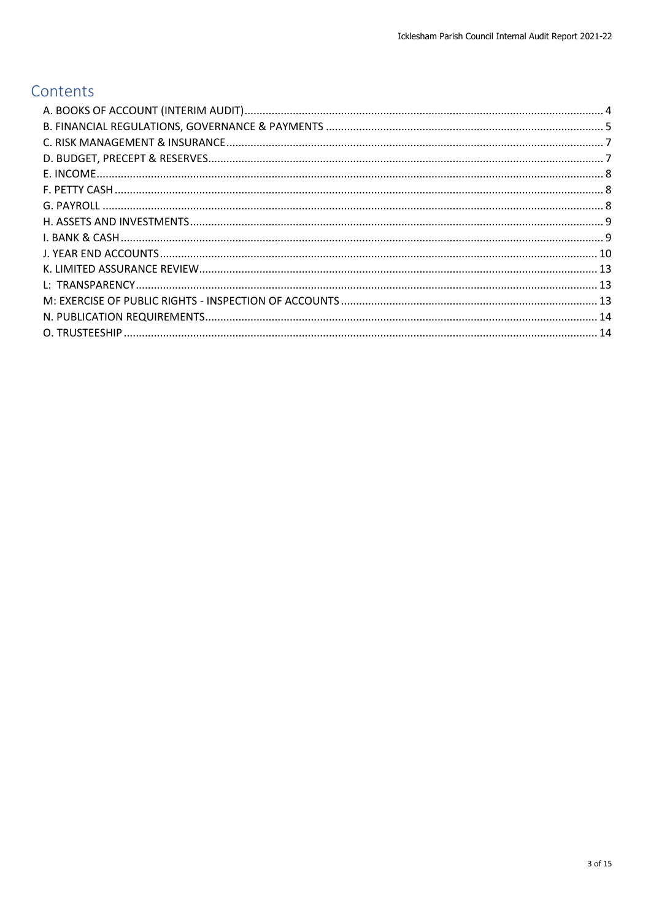## Contents

- A. BOOKS OF ACCOUNT (INTERIM AUDIT) ..... 4
- B. FINANCIAL REGULATIONS, GOVERNANCE & PAYMENTS ..... 5
- C. RISK MANAGEMENT & INSURANCE ..... 7
- D. BUDGET, PRECEPT & RESERVES ..... 7
- E. INCOME ..... 8
- F. PETTY CASH ..... 8
- G. PAYROLL ..... 8
- H. ASSETS AND INVESTMENTS ..... 9
- I. BANK & CASH ..... 9
- J. YEAR END ACCOUNTS ..... 10
- K. LIMITED ASSURANCE REVIEW ..... 13
- L: TRANSPARENCY ..... 13
- M: EXERCISE OF PUBLIC RIGHTS - INSPECTION OF ACCOUNTS ..... 13
- N. PUBLICATION REQUIREMENTS ..... 14
- O. TRUSTEESHIP ..... 14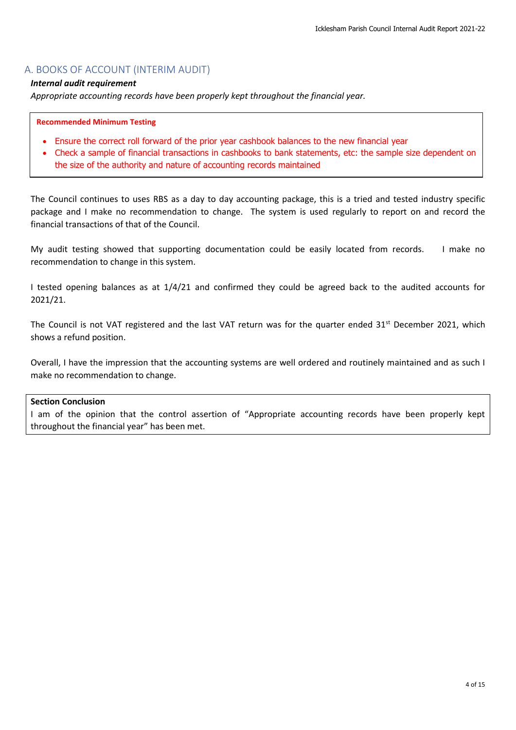## A. BOOKS OF ACCOUNT (INTERIM AUDIT)

***Internal audit requirement***

*Appropriate accounting records have been properly kept throughout the financial year.*

**Recommended Minimum Testing**

- Ensure the correct roll forward of the prior year cashbook balances to the new financial year
- Check a sample of financial transactions in cashbooks to bank statements, etc: the sample size dependent on the size of the authority and nature of accounting records maintained

The Council continues to uses RBS as a day to day accounting package, this is a tried and tested industry specific package and I make no recommendation to change. The system is used regularly to report on and record the financial transactions of that of the Council.

My audit testing showed that supporting documentation could be easily located from records. I make no recommendation to change in this system.

I tested opening balances as at 1/4/21 and confirmed they could be agreed back to the audited accounts for 2021/21.

The Council is not VAT registered and the last VAT return was for the quarter ended 31st December 2021, which shows a refund position.

Overall, I have the impression that the accounting systems are well ordered and routinely maintained and as such I make no recommendation to change.

**Section Conclusion**

I am of the opinion that the control assertion of "Appropriate accounting records have been properly kept throughout the financial year" has been met.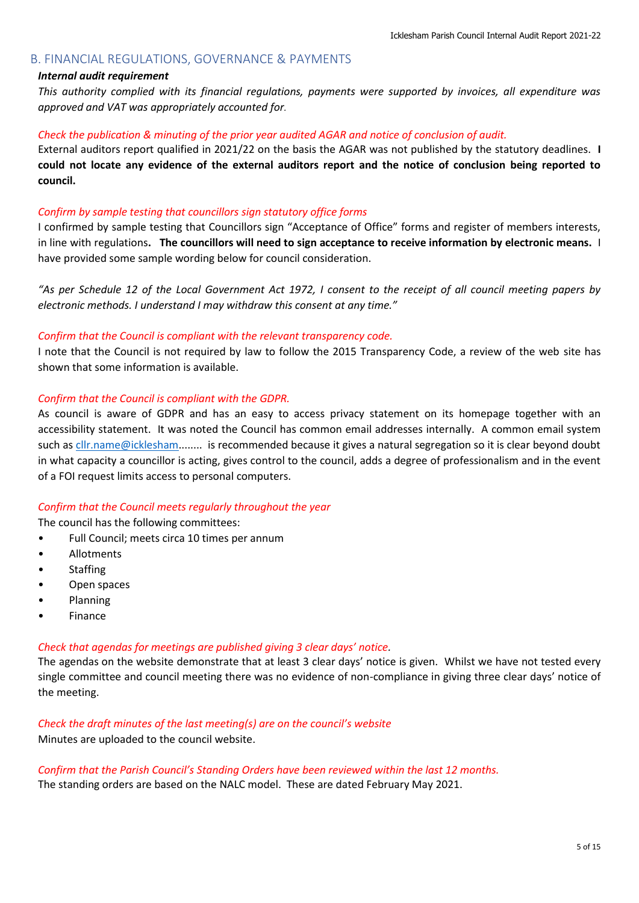## B. FINANCIAL REGULATIONS, GOVERNANCE & PAYMENTS

***Internal audit requirement***

*This authority complied with its financial regulations, payments were supported by invoices, all expenditure was approved and VAT was appropriately accounted for.*

*Check the publication & minuting of the prior year audited AGAR and notice of conclusion of audit.*

External auditors report qualified in 2021/22 on the basis the AGAR was not published by the statutory deadlines. **I could not locate any evidence of the external auditors report and the notice of conclusion being reported to council.**

*Confirm by sample testing that councillors sign statutory office forms*

I confirmed by sample testing that Councillors sign "Acceptance of Office" forms and register of members interests, in line with regulations**. The councillors will need to sign acceptance to receive information by electronic means.** I have provided some sample wording below for council consideration.

*"As per Schedule 12 of the Local Government Act 1972, I consent to the receipt of all council meeting papers by electronic methods. I understand I may withdraw this consent at any time."*

*Confirm that the Council is compliant with the relevant transparency code.*

I note that the Council is not required by law to follow the 2015 Transparency Code, a review of the web site has shown that some information is available.

*Confirm that the Council is compliant with the GDPR.*

As council is aware of GDPR and has an easy to access privacy statement on its homepage together with an accessibility statement. It was noted the Council has common email addresses internally. A common email system such as cllr.name@icklesham........ is recommended because it gives a natural segregation so it is clear beyond doubt in what capacity a councillor is acting, gives control to the council, adds a degree of professionalism and in the event of a FOI request limits access to personal computers.

*Confirm that the Council meets regularly throughout the year*

The council has the following committees:

- Full Council; meets circa 10 times per annum
- Allotments
- Staffing
- Open spaces
- Planning
- Finance

*Check that agendas for meetings are published giving 3 clear days' notice.*

The agendas on the website demonstrate that at least 3 clear days' notice is given. Whilst we have not tested every single committee and council meeting there was no evidence of non-compliance in giving three clear days' notice of the meeting.

*Check the draft minutes of the last meeting(s) are on the council's website*

Minutes are uploaded to the council website.

*Confirm that the Parish Council's Standing Orders have been reviewed within the last 12 months.*

The standing orders are based on the NALC model. These are dated February May 2021.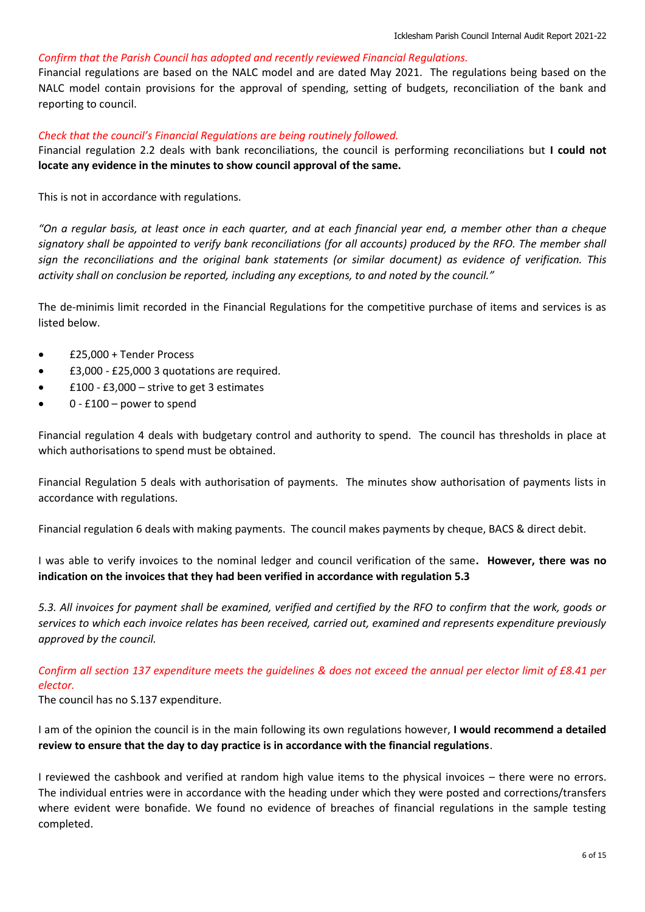*Confirm that the Parish Council has adopted and recently reviewed Financial Regulations.*

Financial regulations are based on the NALC model and are dated May 2021. The regulations being based on the NALC model contain provisions for the approval of spending, setting of budgets, reconciliation of the bank and reporting to council.

*Check that the council's Financial Regulations are being routinely followed.*

Financial regulation 2.2 deals with bank reconciliations, the council is performing reconciliations but **I could not locate any evidence in the minutes to show council approval of the same.**

This is not in accordance with regulations.

*"On a regular basis, at least once in each quarter, and at each financial year end, a member other than a cheque signatory shall be appointed to verify bank reconciliations (for all accounts) produced by the RFO. The member shall sign the reconciliations and the original bank statements (or similar document) as evidence of verification. This activity shall on conclusion be reported, including any exceptions, to and noted by the council."*

The de-minimis limit recorded in the Financial Regulations for the competitive purchase of items and services is as listed below.

- £25,000 + Tender Process
- £3,000 - £25,000 3 quotations are required.
- £100 - £3,000 – strive to get 3 estimates
- 0 - £100 – power to spend

Financial regulation 4 deals with budgetary control and authority to spend. The council has thresholds in place at which authorisations to spend must be obtained.

Financial Regulation 5 deals with authorisation of payments. The minutes show authorisation of payments lists in accordance with regulations.

Financial regulation 6 deals with making payments. The council makes payments by cheque, BACS & direct debit.

I was able to verify invoices to the nominal ledger and council verification of the same**. However, there was no indication on the invoices that they had been verified in accordance with regulation 5.3**

*5.3. All invoices for payment shall be examined, verified and certified by the RFO to confirm that the work, goods or services to which each invoice relates has been received, carried out, examined and represents expenditure previously approved by the council.*

*Confirm all section 137 expenditure meets the guidelines & does not exceed the annual per elector limit of £8.41 per elector.*

The council has no S.137 expenditure.

I am of the opinion the council is in the main following its own regulations however, **I would recommend a detailed review to ensure that the day to day practice is in accordance with the financial regulations**.

I reviewed the cashbook and verified at random high value items to the physical invoices – there were no errors. The individual entries were in accordance with the heading under which they were posted and corrections/transfers where evident were bonafide. We found no evidence of breaches of financial regulations in the sample testing completed.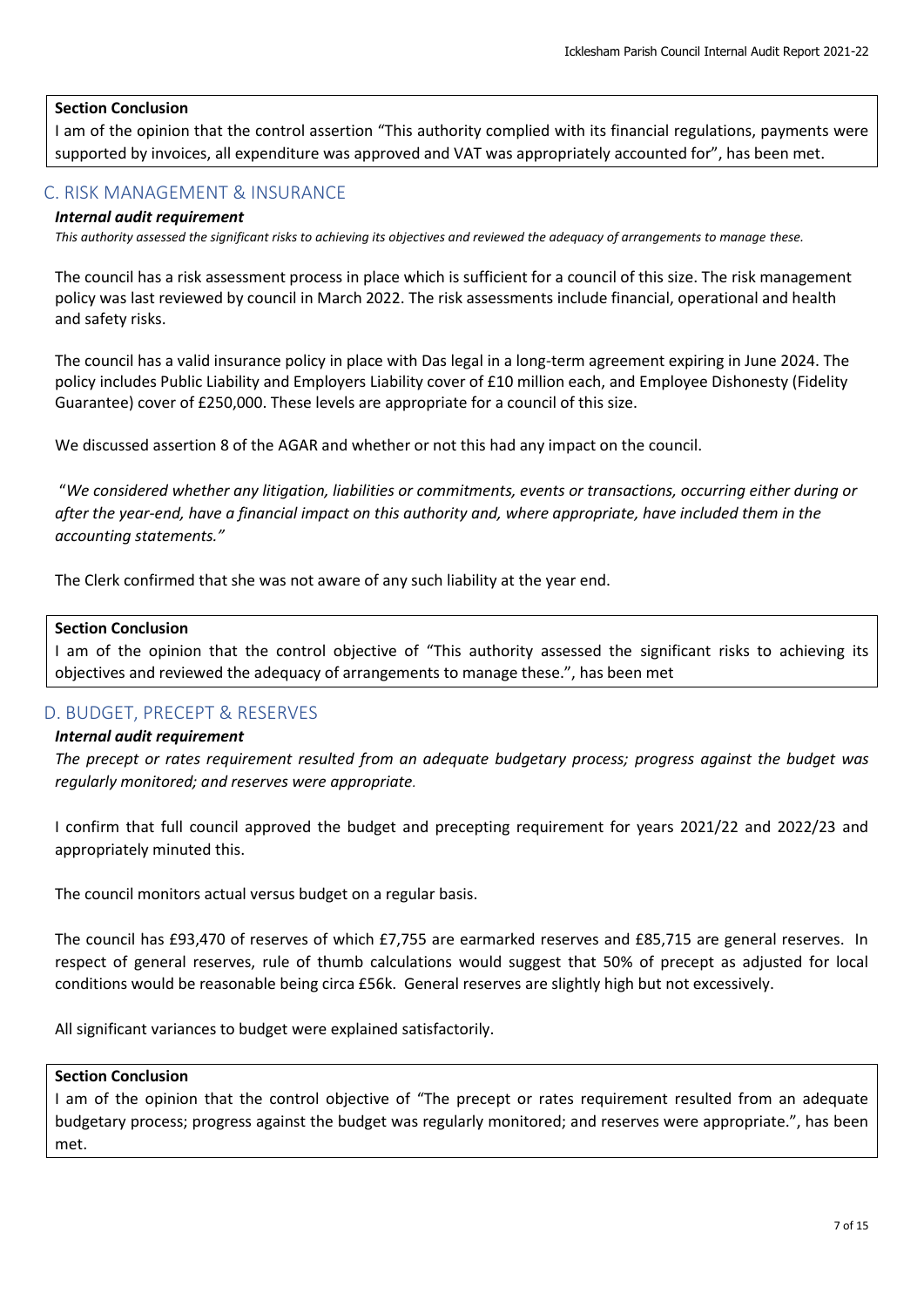**Section Conclusion**

I am of the opinion that the control assertion "This authority complied with its financial regulations, payments were supported by invoices, all expenditure was approved and VAT was appropriately accounted for", has been met.

## C. RISK MANAGEMENT & INSURANCE

***Internal audit requirement***

*This authority assessed the significant risks to achieving its objectives and reviewed the adequacy of arrangements to manage these.*

The council has a risk assessment process in place which is sufficient for a council of this size. The risk management policy was last reviewed by council in March 2022. The risk assessments include financial, operational and health and safety risks.

The council has a valid insurance policy in place with Das legal in a long-term agreement expiring in June 2024. The policy includes Public Liability and Employers Liability cover of £10 million each, and Employee Dishonesty (Fidelity Guarantee) cover of £250,000. These levels are appropriate for a council of this size.

We discussed assertion 8 of the AGAR and whether or not this had any impact on the council.

"*We considered whether any litigation, liabilities or commitments, events or transactions, occurring either during or after the year-end, have a financial impact on this authority and, where appropriate, have included them in the accounting statements."*

The Clerk confirmed that she was not aware of any such liability at the year end.

**Section Conclusion**

I am of the opinion that the control objective of "This authority assessed the significant risks to achieving its objectives and reviewed the adequacy of arrangements to manage these.", has been met

## D. BUDGET, PRECEPT & RESERVES

***Internal audit requirement***

*The precept or rates requirement resulted from an adequate budgetary process; progress against the budget was regularly monitored; and reserves were appropriate.*

I confirm that full council approved the budget and precepting requirement for years 2021/22 and 2022/23 and appropriately minuted this.

The council monitors actual versus budget on a regular basis.

The council has £93,470 of reserves of which £7,755 are earmarked reserves and £85,715 are general reserves. In respect of general reserves, rule of thumb calculations would suggest that 50% of precept as adjusted for local conditions would be reasonable being circa £56k. General reserves are slightly high but not excessively.

All significant variances to budget were explained satisfactorily.

**Section Conclusion**

I am of the opinion that the control objective of "The precept or rates requirement resulted from an adequate budgetary process; progress against the budget was regularly monitored; and reserves were appropriate.", has been met.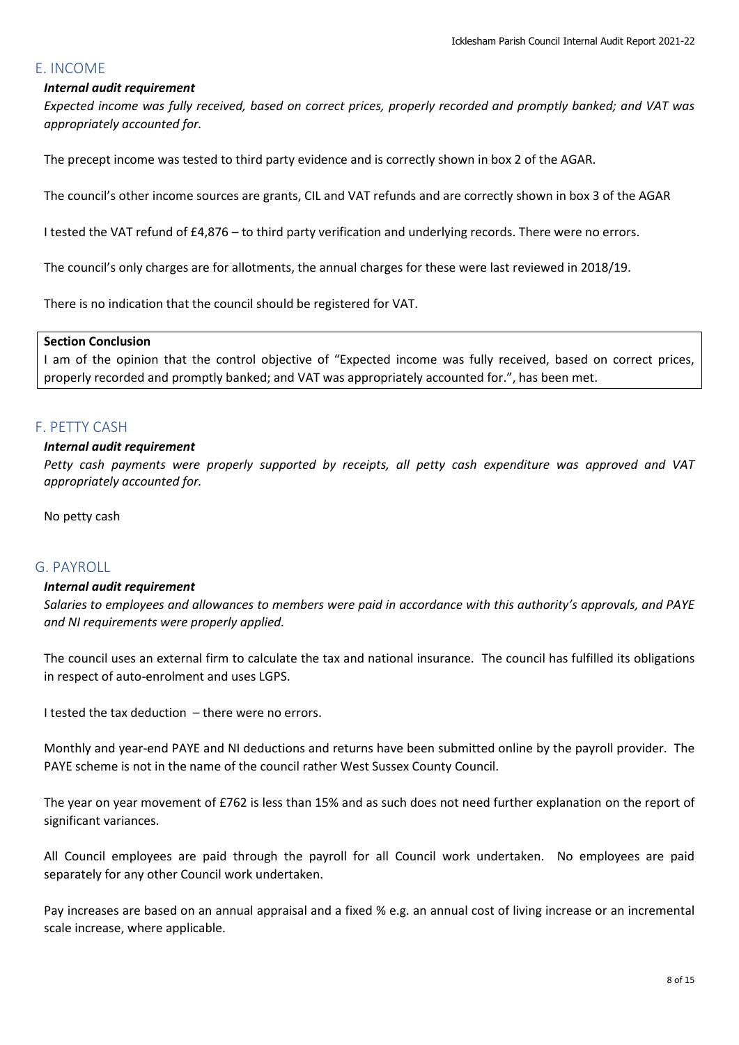## E. INCOME

***Internal audit requirement***

*Expected income was fully received, based on correct prices, properly recorded and promptly banked; and VAT was appropriately accounted for.*

The precept income was tested to third party evidence and is correctly shown in box 2 of the AGAR.

The council's other income sources are grants, CIL and VAT refunds and are correctly shown in box 3 of the AGAR

I tested the VAT refund of £4,876 – to third party verification and underlying records. There were no errors.

The council's only charges are for allotments, the annual charges for these were last reviewed in 2018/19.

There is no indication that the council should be registered for VAT.

| **Section Conclusion** |
|---|
| I am of the opinion that the control objective of "Expected income was fully received, based on correct prices, properly recorded and promptly banked; and VAT was appropriately accounted for.", has been met. |

## F. PETTY CASH

***Internal audit requirement***

*Petty cash payments were properly supported by receipts, all petty cash expenditure was approved and VAT appropriately accounted for.*

No petty cash

## G. PAYROLL

***Internal audit requirement***

*Salaries to employees and allowances to members were paid in accordance with this authority's approvals, and PAYE and NI requirements were properly applied.*

The council uses an external firm to calculate the tax and national insurance. The council has fulfilled its obligations in respect of auto-enrolment and uses LGPS.

I tested the tax deduction – there were no errors.

Monthly and year-end PAYE and NI deductions and returns have been submitted online by the payroll provider. The PAYE scheme is not in the name of the council rather West Sussex County Council.

The year on year movement of £762 is less than 15% and as such does not need further explanation on the report of significant variances.

All Council employees are paid through the payroll for all Council work undertaken. No employees are paid separately for any other Council work undertaken.

Pay increases are based on an annual appraisal and a fixed % e.g. an annual cost of living increase or an incremental scale increase, where applicable.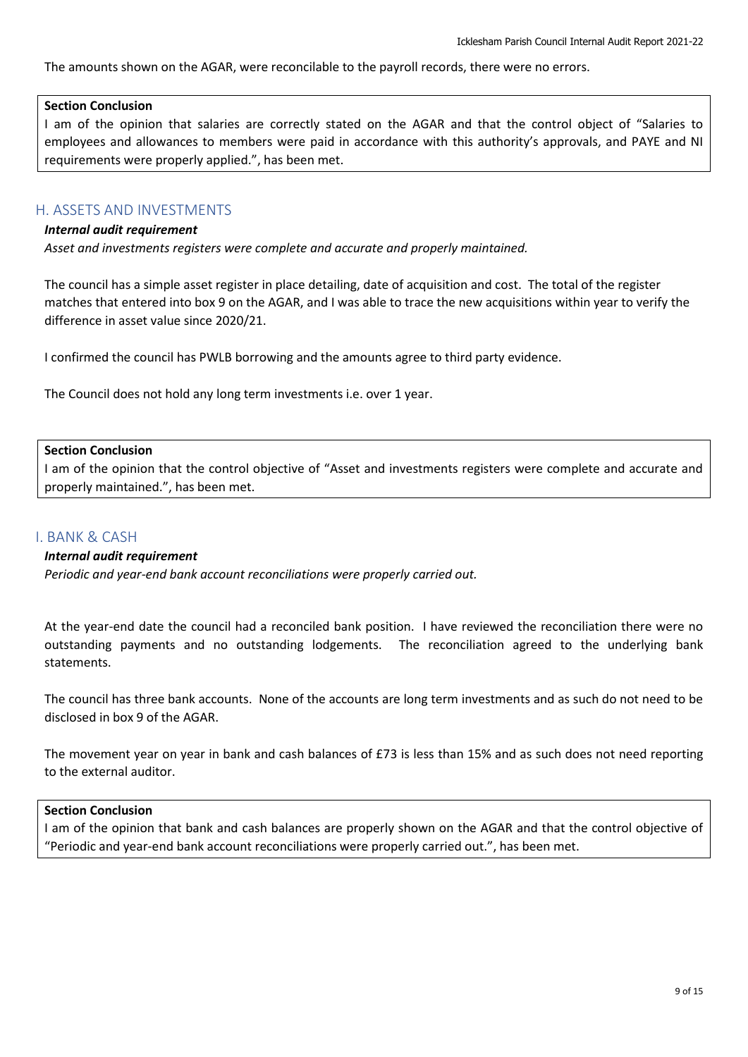The amounts shown on the AGAR, were reconcilable to the payroll records, there were no errors.

> **Section Conclusion**
> I am of the opinion that salaries are correctly stated on the AGAR and that the control object of "Salaries to employees and allowances to members were paid in accordance with this authority's approvals, and PAYE and NI requirements were properly applied.", has been met.

## H. ASSETS AND INVESTMENTS

***Internal audit requirement***

*Asset and investments registers were complete and accurate and properly maintained.*

The council has a simple asset register in place detailing, date of acquisition and cost. The total of the register matches that entered into box 9 on the AGAR, and I was able to trace the new acquisitions within year to verify the difference in asset value since 2020/21.

I confirmed the council has PWLB borrowing and the amounts agree to third party evidence.

The Council does not hold any long term investments i.e. over 1 year.

> **Section Conclusion**
> I am of the opinion that the control objective of "Asset and investments registers were complete and accurate and properly maintained.", has been met.

## I. BANK & CASH

***Internal audit requirement***

*Periodic and year-end bank account reconciliations were properly carried out.*

At the year-end date the council had a reconciled bank position. I have reviewed the reconciliation there were no outstanding payments and no outstanding lodgements. The reconciliation agreed to the underlying bank statements.

The council has three bank accounts. None of the accounts are long term investments and as such do not need to be disclosed in box 9 of the AGAR.

The movement year on year in bank and cash balances of £73 is less than 15% and as such does not need reporting to the external auditor.

> **Section Conclusion**
> I am of the opinion that bank and cash balances are properly shown on the AGAR and that the control objective of "Periodic and year-end bank account reconciliations were properly carried out.", has been met.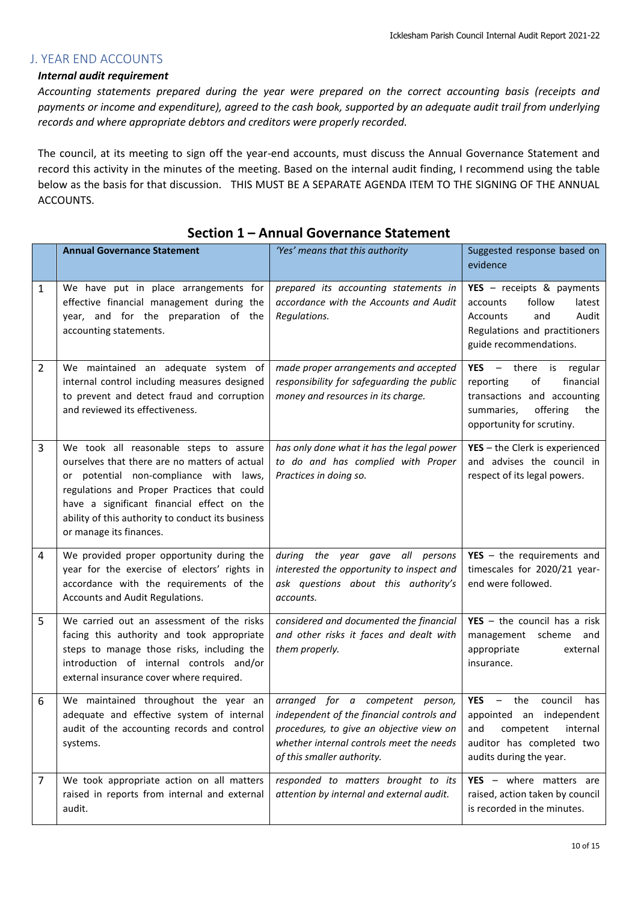## J. YEAR END ACCOUNTS

***Internal audit requirement***

*Accounting statements prepared during the year were prepared on the correct accounting basis (receipts and payments or income and expenditure), agreed to the cash book, supported by an adequate audit trail from underlying records and where appropriate debtors and creditors were properly recorded.*

The council, at its meeting to sign off the year-end accounts, must discuss the Annual Governance Statement and record this activity in the minutes of the meeting. Based on the internal audit finding, I recommend using the table below as the basis for that discussion. THIS MUST BE A SEPARATE AGENDA ITEM TO THE SIGNING OF THE ANNUAL ACCOUNTS.

### Section 1 – Annual Governance Statement

| | **Annual Governance Statement** | *'Yes' means that this authority* | Suggested response based on evidence |
|---|---|---|---|
| 1 | We have put in place arrangements for effective financial management during the year, and for the preparation of the accounting statements. | *prepared its accounting statements in accordance with the Accounts and Audit Regulations.* | **YES** – receipts & payments accounts follow latest Accounts and Audit Regulations and practitioners guide recommendations. |
| 2 | We maintained an adequate system of internal control including measures designed to prevent and detect fraud and corruption and reviewed its effectiveness. | *made proper arrangements and accepted responsibility for safeguarding the public money and resources in its charge.* | **YES** – there is regular reporting of financial transactions and accounting summaries, offering the opportunity for scrutiny. |
| 3 | We took all reasonable steps to assure ourselves that there are no matters of actual or potential non-compliance with laws, regulations and Proper Practices that could have a significant financial effect on the ability of this authority to conduct its business or manage its finances. | *has only done what it has the legal power to do and has complied with Proper Practices in doing so.* | **YES** – the Clerk is experienced and advises the council in respect of its legal powers. |
| 4 | We provided proper opportunity during the year for the exercise of electors' rights in accordance with the requirements of the Accounts and Audit Regulations. | *during the year gave all persons interested the opportunity to inspect and ask questions about this authority's accounts.* | **YES** – the requirements and timescales for 2020/21 year-end were followed. |
| 5 | We carried out an assessment of the risks facing this authority and took appropriate steps to manage those risks, including the introduction of internal controls and/or external insurance cover where required. | *considered and documented the financial and other risks it faces and dealt with them properly.* | **YES** – the council has a risk management scheme and appropriate external insurance. |
| 6 | We maintained throughout the year an adequate and effective system of internal audit of the accounting records and control systems. | *arranged for a competent person, independent of the financial controls and procedures, to give an objective view on whether internal controls meet the needs of this smaller authority.* | **YES** – the council has appointed an independent and competent internal auditor has completed two audits during the year. |
| 7 | We took appropriate action on all matters raised in reports from internal and external audit. | *responded to matters brought to its attention by internal and external audit.* | **YES** – where matters are raised, action taken by council is recorded in the minutes. |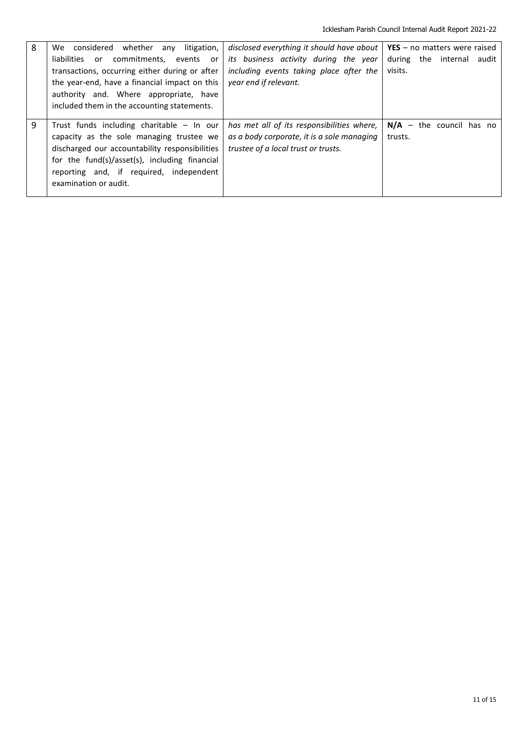| | | | |
|---|---|---|---|
| 8 | We considered whether any litigation, liabilities or commitments, events or transactions, occurring either during or after the year-end, have a financial impact on this authority and. Where appropriate, have included them in the accounting statements. | *disclosed everything it should have about its business activity during the year including events taking place after the year end if relevant.* | **YES** – no matters were raised during the internal audit visits. |
| 9 | Trust funds including charitable – In our capacity as the sole managing trustee we discharged our accountability responsibilities for the fund(s)/asset(s), including financial reporting and, if required, independent examination or audit. | *has met all of its responsibilities where, as a body corporate, it is a sole managing trustee of a local trust or trusts.* | **N/A** – the council has no trusts. |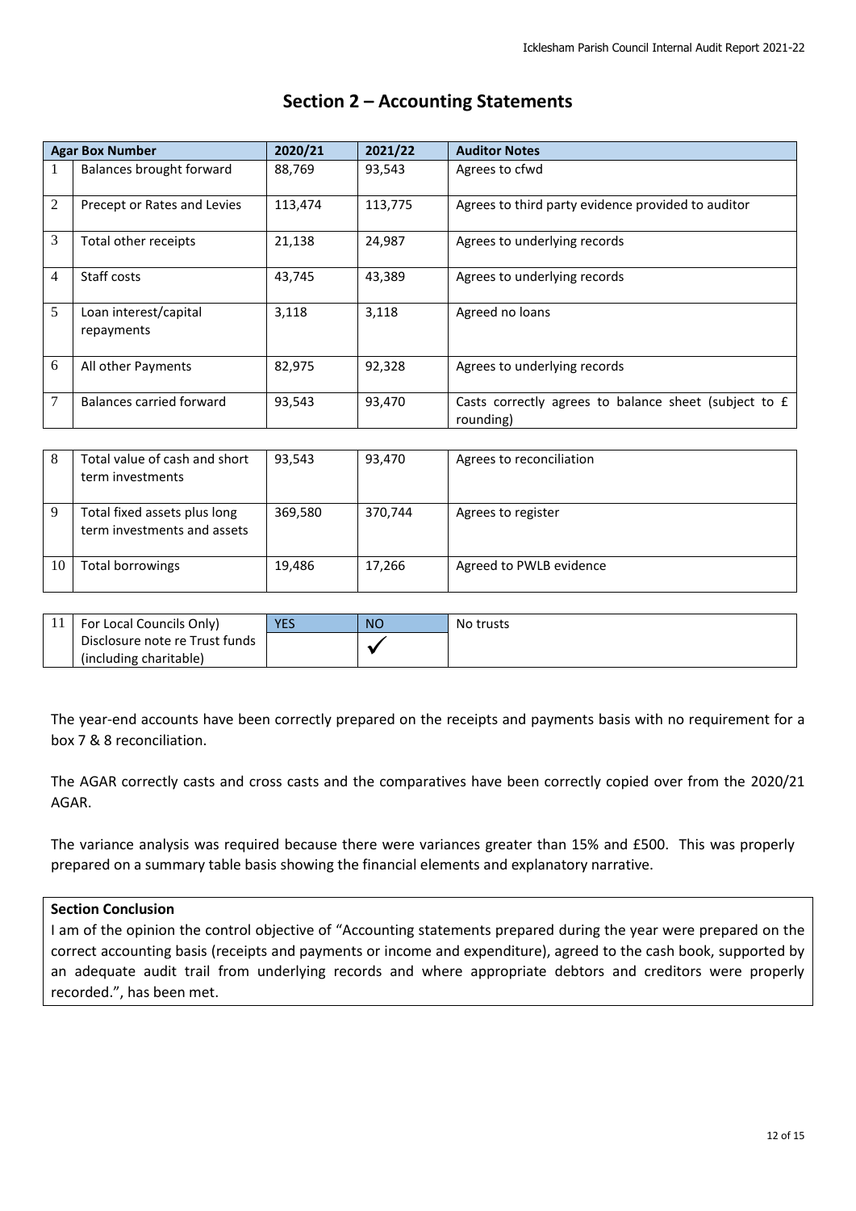## Section 2 – Accounting Statements

| Agar Box Number | | 2020/21 | 2021/22 | Auditor Notes |
|---|---|---|---|---|
| 1 | Balances brought forward | 88,769 | 93,543 | Agrees to cfwd |
| 2 | Precept or Rates and Levies | 113,474 | 113,775 | Agrees to third party evidence provided to auditor |
| 3 | Total other receipts | 21,138 | 24,987 | Agrees to underlying records |
| 4 | Staff costs | 43,745 | 43,389 | Agrees to underlying records |
| 5 | Loan interest/capital repayments | 3,118 | 3,118 | Agreed no loans |
| 6 | All other Payments | 82,975 | 92,328 | Agrees to underlying records |
| 7 | Balances carried forward | 93,543 | 93,470 | Casts correctly agrees to balance sheet (subject to £ rounding) |

| | | | | |
|---|---|---|---|---|
| 8 | Total value of cash and short term investments | 93,543 | 93,470 | Agrees to reconciliation |
| 9 | Total fixed assets plus long term investments and assets | 369,580 | 370,744 | Agrees to register |
| 10 | Total borrowings | 19,486 | 17,266 | Agreed to PWLB evidence |

| | | YES | NO | |
|---|---|---|---|---|
| 11 | For Local Councils Only) Disclosure note re Trust funds (including charitable) | | ✓ | No trusts |

The year-end accounts have been correctly prepared on the receipts and payments basis with no requirement for a box 7 & 8 reconciliation.

The AGAR correctly casts and cross casts and the comparatives have been correctly copied over from the 2020/21 AGAR.

The variance analysis was required because there were variances greater than 15% and £500. This was properly prepared on a summary table basis showing the financial elements and explanatory narrative.

**Section Conclusion**

I am of the opinion the control objective of "Accounting statements prepared during the year were prepared on the correct accounting basis (receipts and payments or income and expenditure), agreed to the cash book, supported by an adequate audit trail from underlying records and where appropriate debtors and creditors were properly recorded.", has been met.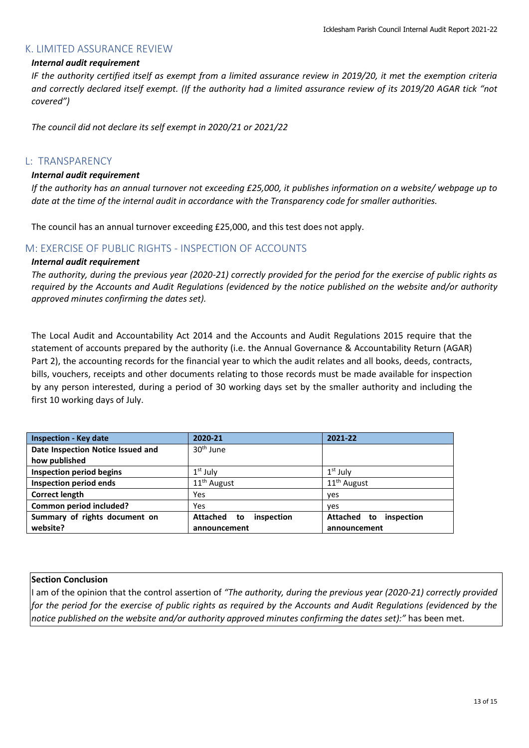## K. LIMITED ASSURANCE REVIEW

***Internal audit requirement***

*IF the authority certified itself as exempt from a limited assurance review in 2019/20, it met the exemption criteria and correctly declared itself exempt. (If the authority had a limited assurance review of its 2019/20 AGAR tick "not covered")*

*The council did not declare its self exempt in 2020/21 or 2021/22*

## L: TRANSPARENCY

***Internal audit requirement***

*If the authority has an annual turnover not exceeding £25,000, it publishes information on a website/ webpage up to date at the time of the internal audit in accordance with the Transparency code for smaller authorities.*

The council has an annual turnover exceeding £25,000, and this test does not apply.

## M: EXERCISE OF PUBLIC RIGHTS - INSPECTION OF ACCOUNTS

***Internal audit requirement***

*The authority, during the previous year (2020-21) correctly provided for the period for the exercise of public rights as required by the Accounts and Audit Regulations (evidenced by the notice published on the website and/or authority approved minutes confirming the dates set).*

The Local Audit and Accountability Act 2014 and the Accounts and Audit Regulations 2015 require that the statement of accounts prepared by the authority (i.e. the Annual Governance & Accountability Return (AGAR) Part 2), the accounting records for the financial year to which the audit relates and all books, deeds, contracts, bills, vouchers, receipts and other documents relating to those records must be made available for inspection by any person interested, during a period of 30 working days set by the smaller authority and including the first 10 working days of July.

| Inspection - Key date | 2020-21 | 2021-22 |
|---|---|---|
| **Date Inspection Notice Issued and how published** | 30th June | |
| **Inspection period begins** | 1st July | 1st July |
| **Inspection period ends** | 11th August | 11th August |
| **Correct length** | Yes | yes |
| **Common period included?** | Yes | yes |
| **Summary of rights document on website?** | **Attached to inspection announcement** | **Attached to inspection announcement** |

**Section Conclusion**

I am of the opinion that the control assertion of *"The authority, during the previous year (2020-21) correctly provided for the period for the exercise of public rights as required by the Accounts and Audit Regulations (evidenced by the notice published on the website and/or authority approved minutes confirming the dates set):"* has been met.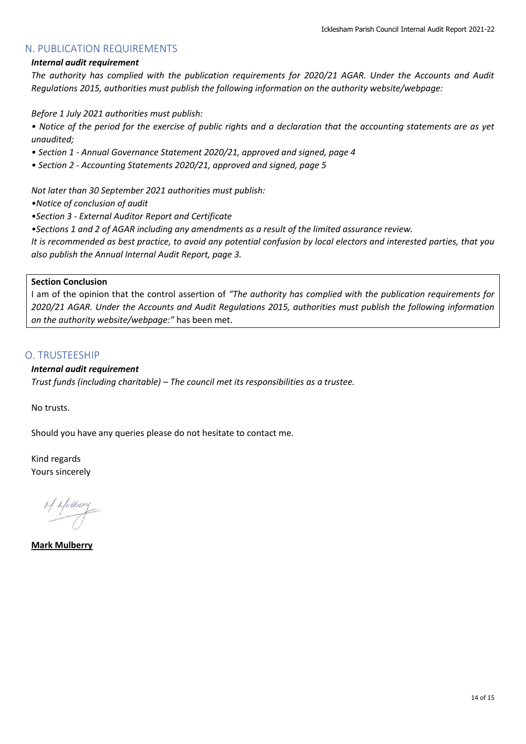## N. PUBLICATION REQUIREMENTS

***Internal audit requirement***

*The authority has complied with the publication requirements for 2020/21 AGAR. Under the Accounts and Audit Regulations 2015, authorities must publish the following information on the authority website/webpage:*

*Before 1 July 2021 authorities must publish:*

- *Notice of the period for the exercise of public rights and a declaration that the accounting statements are as yet unaudited;*
- *Section 1 - Annual Governance Statement 2020/21, approved and signed, page 4*
- *Section 2 - Accounting Statements 2020/21, approved and signed, page 5*

*Not later than 30 September 2021 authorities must publish:*

- *Notice of conclusion of audit*
- *Section 3 - External Auditor Report and Certificate*
- *Sections 1 and 2 of AGAR including any amendments as a result of the limited assurance review.*

*It is recommended as best practice, to avoid any potential confusion by local electors and interested parties, that you also publish the Annual Internal Audit Report, page 3.*

**Section Conclusion**

I am of the opinion that the control assertion of *"The authority has complied with the publication requirements for 2020/21 AGAR. Under the Accounts and Audit Regulations 2015, authorities must publish the following information on the authority website/webpage:"* has been met.

## O. TRUSTEESHIP

***Internal audit requirement***

*Trust funds (including charitable) – The council met its responsibilities as a trustee.*

No trusts.

Should you have any queries please do not hesitate to contact me.

Kind regards
Yours sincerely

**Mark Mulberry**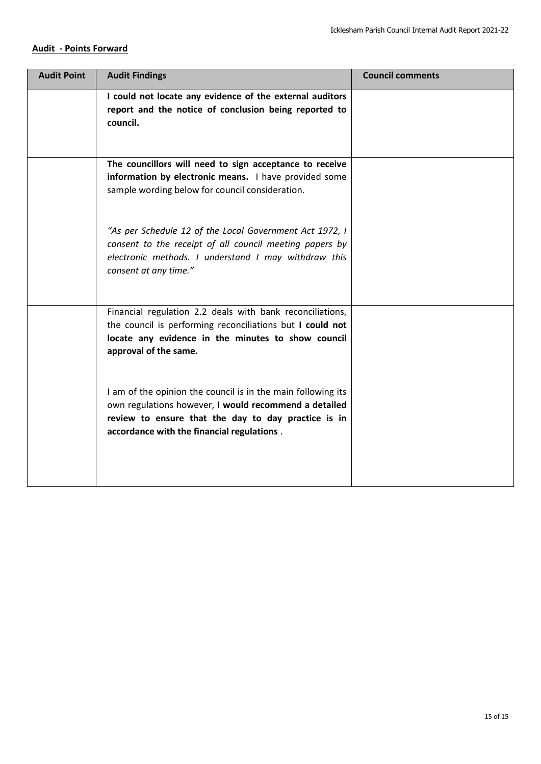**<u>Audit - Points Forward</u>**

| Audit Point | Audit Findings | Council comments |
|---|---|---|
| | **I could not locate any evidence of the external auditors report and the notice of conclusion being reported to council.** | |
| | **The councillors will need to sign acceptance to receive information by electronic means.** I have provided some sample wording below for council consideration.<br><br>*"As per Schedule 12 of the Local Government Act 1972, I consent to the receipt of all council meeting papers by electronic methods. I understand I may withdraw this consent at any time."* | |
| | Financial regulation 2.2 deals with bank reconciliations, the council is performing reconciliations but **I could not locate any evidence in the minutes to show council approval of the same.**<br><br>I am of the opinion the council is in the main following its own regulations however, **I would recommend a detailed review to ensure that the day to day practice is in accordance with the financial regulations** . | |